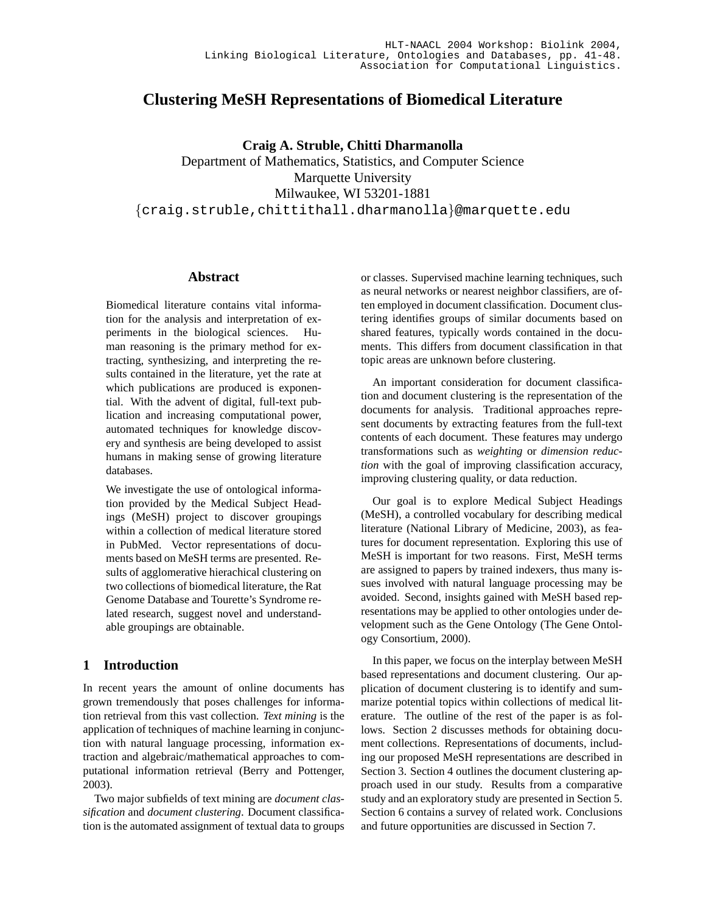# Clustering MeSH Representations of Biomedical Literature

**Craig A. Struble, Chitti Dharmanolla**
Department of Mathematics, Statistics, and Computer Science
Marquette University
Milwaukee, WI 53201-1881
{craig.struble,chittithall.dharmanolla}@marquette.edu

## Abstract

Biomedical literature contains vital information for the analysis and interpretation of experiments in the biological sciences. Human reasoning is the primary method for extracting, synthesizing, and interpreting the results contained in the literature, yet the rate at which publications are produced is exponential. With the advent of digital, full-text publication and increasing computational power, automated techniques for knowledge discovery and synthesis are being developed to assist humans in making sense of growing literature databases.

We investigate the use of ontological information provided by the Medical Subject Headings (MeSH) project to discover groupings within a collection of medical literature stored in PubMed. Vector representations of documents based on MeSH terms are presented. Results of agglomerative hierachical clustering on two collections of biomedical literature, the Rat Genome Database and Tourette's Syndrome related research, suggest novel and understandable groupings are obtainable.

## 1 Introduction

In recent years the amount of online documents has grown tremendously that poses challenges for information retrieval from this vast collection. *Text mining* is the application of techniques of machine learning in conjunction with natural language processing, information extraction and algebraic/mathematical approaches to computational information retrieval (Berry and Pottenger, 2003).

Two major subfields of text mining are *document classification* and *document clustering*. Document classification is the automated assignment of textual data to groups or classes. Supervised machine learning techniques, such as neural networks or nearest neighbor classifiers, are often employed in document classification. Document clustering identifies groups of similar documents based on shared features, typically words contained in the documents. This differs from document classification in that topic areas are unknown before clustering.

An important consideration for document classification and document clustering is the representation of the documents for analysis. Traditional approaches represent documents by extracting features from the full-text contents of each document. These features may undergo transformations such as *weighting* or *dimension reduction* with the goal of improving classification accuracy, improving clustering quality, or data reduction.

Our goal is to explore Medical Subject Headings (MeSH), a controlled vocabulary for describing medical literature (National Library of Medicine, 2003), as features for document representation. Exploring this use of MeSH is important for two reasons. First, MeSH terms are assigned to papers by trained indexers, thus many issues involved with natural language processing may be avoided. Second, insights gained with MeSH based representations may be applied to other ontologies under development such as the Gene Ontology (The Gene Ontology Consortium, 2000).

In this paper, we focus on the interplay between MeSH based representations and document clustering. Our application of document clustering is to identify and summarize potential topics within collections of medical literature. The outline of the rest of the paper is as follows. Section 2 discusses methods for obtaining document collections. Representations of documents, including our proposed MeSH representations are described in Section 3. Section 4 outlines the document clustering approach used in our study. Results from a comparative study and an exploratory study are presented in Section 5. Section 6 contains a survey of related work. Conclusions and future opportunities are discussed in Section 7.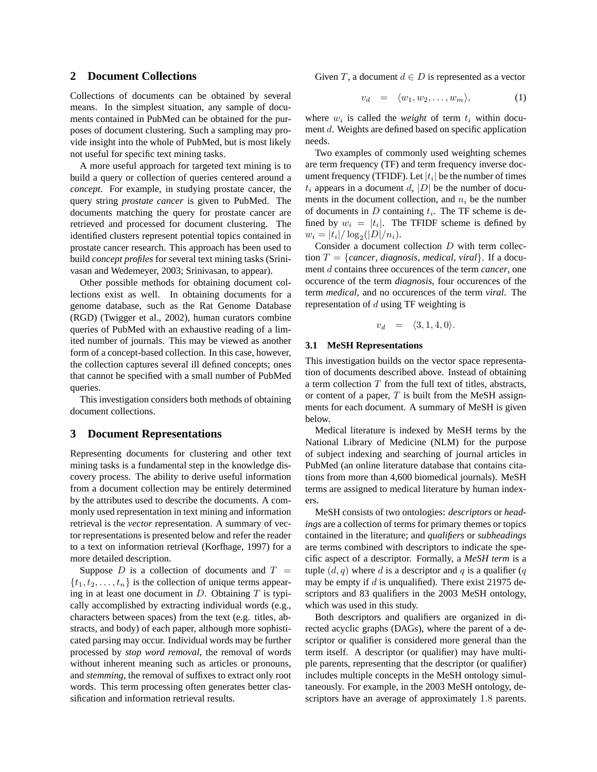## 2 Document Collections

Collections of documents can be obtained by several means. In the simplest situation, any sample of documents contained in PubMed can be obtained for the purposes of document clustering. Such a sampling may provide insight into the whole of PubMed, but is most likely not useful for specific text mining tasks.

A more useful approach for targeted text mining is to build a query or collection of queries centered around a *concept*. For example, in studying prostate cancer, the query string *prostate cancer* is given to PubMed. The documents matching the query for prostate cancer are retrieved and processed for document clustering. The identified clusters represent potential topics contained in prostate cancer research. This approach has been used to build *concept profiles* for several text mining tasks (Srinivasan and Wedemeyer, 2003; Srinivasan, to appear).

Other possible methods for obtaining document collections exist as well. In obtaining documents for a genome database, such as the Rat Genome Database (RGD) (Twigger et al., 2002), human curators combine queries of PubMed with an exhaustive reading of a limited number of journals. This may be viewed as another form of a concept-based collection. In this case, however, the collection captures several ill defined concepts; ones that cannot be specified with a small number of PubMed queries.

This investigation considers both methods of obtaining document collections.

## 3 Document Representations

Representing documents for clustering and other text mining tasks is a fundamental step in the knowledge discovery process. The ability to derive useful information from a document collection may be entirely determined by the attributes used to describe the documents. A commonly used representation in text mining and information retrieval is the *vector* representation. A summary of vector representations is presented below and refer the reader to a text on information retrieval (Korfhage, 1997) for a more detailed description.

Suppose $D$ is a collection of documents and $T = \{t_1, t_2, \ldots, t_n\}$ is the collection of unique terms appearing in at least one document in $D$. Obtaining $T$ is typically accomplished by extracting individual words (e.g., characters between spaces) from the text (e.g. titles, abstracts, and body) of each paper, although more sophisticated parsing may occur. Individual words may be further processed by *stop word removal*, the removal of words without inherent meaning such as articles or pronouns, and *stemming*, the removal of suffixes to extract only root words. This term processing often generates better classification and information retrieval results.

Given $T$, a document $d \in D$ is represented as a vector

$$v_d = \langle w_1, w_2, \ldots, w_m \rangle, \qquad (1)$$

where $w_i$ is called the *weight* of term $t_i$ within document $d$. Weights are defined based on specific application needs.

Two examples of commonly used weighting schemes are term frequency (TF) and term frequency inverse document frequency (TFIDF). Let $|t_i|$ be the number of times $t_i$ appears in a document $d$, $|D|$ be the number of documents in the document collection, and $n_i$ be the number of documents in $D$ containing $t_i$. The TF scheme is defined by $w_i = |t_i|$. The TFIDF scheme is defined by $w_i = |t_i| / \log_2(|D|/n_i)$.

Consider a document collection $D$ with term collection $T = \{$*cancer*, *diagnosis*, *medical*, *viral*$\}$. If a document $d$ contains three occurences of the term *cancer*, one occurence of the term *diagnosis*, four occurences of the term *medical*, and no occurences of the term *viral*. The representation of $d$ using TF weighting is

$$v_d = \langle 3, 1, 4, 0 \rangle.$$

### 3.1 MeSH Representations

This investigation builds on the vector space representation of documents described above. Instead of obtaining a term collection $T$ from the full text of titles, abstracts, or content of a paper, $T$ is built from the MeSH assignments for each document. A summary of MeSH is given below.

Medical literature is indexed by MeSH terms by the National Library of Medicine (NLM) for the purpose of subject indexing and searching of journal articles in PubMed (an online literature database that contains citations from more than 4,600 biomedical journals). MeSH terms are assigned to medical literature by human indexers.

MeSH consists of two ontologies: *descriptors* or *headings* are a collection of terms for primary themes or topics contained in the literature; and *qualifiers* or *subheadings* are terms combined with descriptors to indicate the specific aspect of a descriptor. Formally, a ***MeSH term*** is a tuple $(d, q)$ where $d$ is a descriptor and $q$ is a qualifier ($q$ may be empty if $d$ is unqualified). There exist 21975 descriptors and 83 qualifiers in the 2003 MeSH ontology, which was used in this study.

Both descriptors and qualifiers are organized in directed acyclic graphs (DAGs), where the parent of a descriptor or qualifier is considered more general than the term itself. A descriptor (or qualifier) may have multiple parents, representing that the descriptor (or qualifier) includes multiple concepts in the MeSH ontology simultaneously. For example, in the 2003 MeSH ontology, descriptors have an average of approximately $1.8$ parents.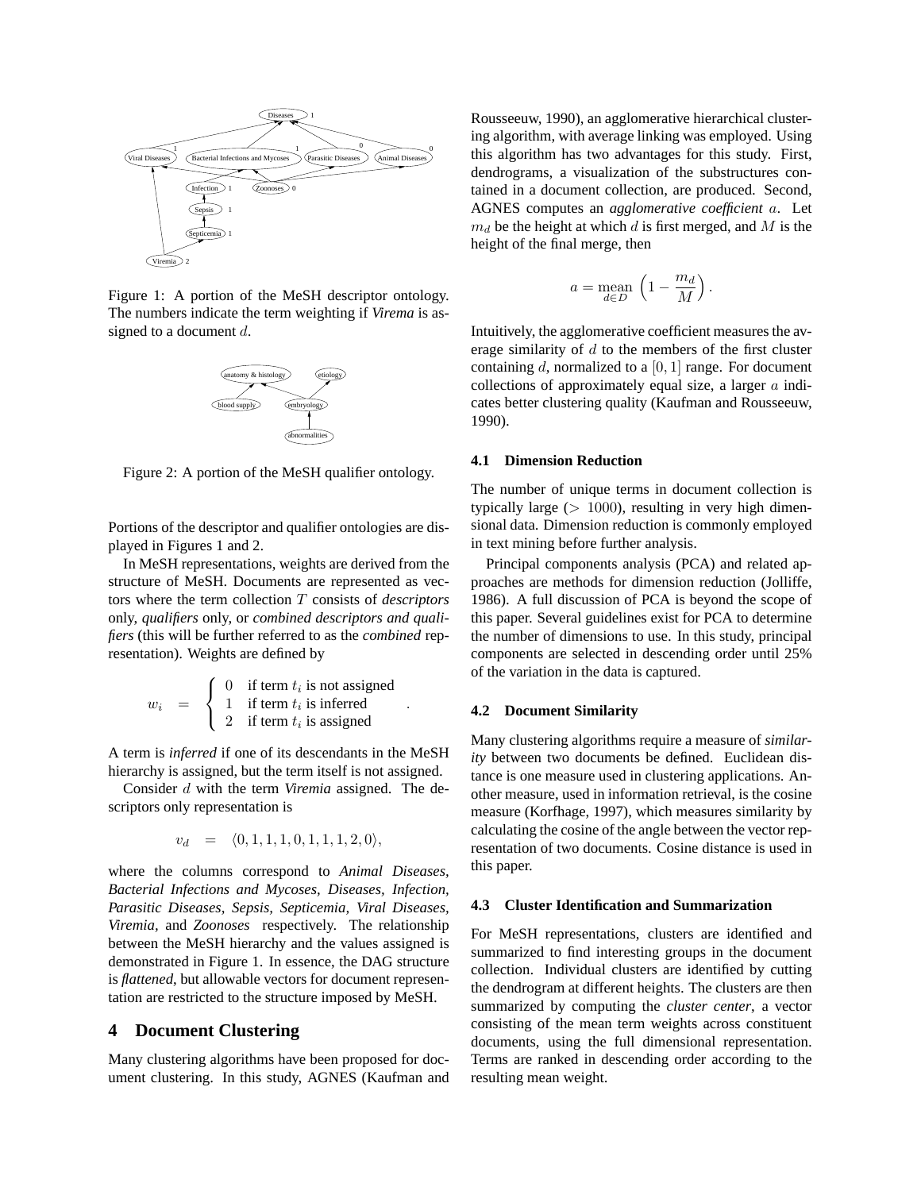Figure 1: A portion of the MeSH descriptor ontology. The numbers indicate the term weighting if *Virema* is assigned to a document $d$.

Figure 2: A portion of the MeSH qualifier ontology.

Portions of the descriptor and qualifier ontologies are displayed in Figures 1 and 2.

In MeSH representations, weights are derived from the structure of MeSH. Documents are represented as vectors where the term collection $T$ consists of *descriptors* only, *qualifiers* only, or *combined descriptors and qualifiers* (this will be further referred to as the *combined* representation). Weights are defined by

$$w_i = \begin{cases} 0 & \text{if term } t_i \text{ is not assigned} \\ 1 & \text{if term } t_i \text{ is inferred} \\ 2 & \text{if term } t_i \text{ is assigned} \end{cases}.$$

A term is *inferred* if one of its descendants in the MeSH hierarchy is assigned, but the term itself is not assigned.

Consider $d$ with the term *Viremia* assigned. The descriptors only representation is

$$v_d = \langle 0, 1, 1, 1, 0, 1, 1, 1, 2, 0 \rangle,$$

where the columns correspond to *Animal Diseases, Bacterial Infections and Mycoses, Diseases, Infection, Parasitic Diseases, Sepsis, Septicemia, Viral Diseases, Viremia,* and *Zoonoses* respectively. The relationship between the MeSH hierarchy and the values assigned is demonstrated in Figure 1. In essence, the DAG structure is *flattened*, but allowable vectors for document representation are restricted to the structure imposed by MeSH.

# 4 Document Clustering

Many clustering algorithms have been proposed for document clustering. In this study, AGNES (Kaufman and Rousseeuw, 1990), an agglomerative hierarchical clustering algorithm, with average linking was employed. Using this algorithm has two advantages for this study. First, dendrograms, a visualization of the substructures contained in a document collection, are produced. Second, AGNES computes an *agglomerative coefficient* $a$. Let $m_d$ be the height at which $d$ is first merged, and $M$ is the height of the final merge, then

$$a = \underset{d \in D}{\text{mean}} \left(1 - \frac{m_d}{M}\right).$$

Intuitively, the agglomerative coefficient measures the average similarity of $d$ to the members of the first cluster containing $d$, normalized to a $[0, 1]$ range. For document collections of approximately equal size, a larger $a$ indicates better clustering quality (Kaufman and Rousseeuw, 1990).

## 4.1 Dimension Reduction

The number of unique terms in document collection is typically large ($> 1000$), resulting in very high dimensional data. Dimension reduction is commonly employed in text mining before further analysis.

Principal components analysis (PCA) and related approaches are methods for dimension reduction (Jolliffe, 1986). A full discussion of PCA is beyond the scope of this paper. Several guidelines exist for PCA to determine the number of dimensions to use. In this study, principal components are selected in descending order until 25% of the variation in the data is captured.

## 4.2 Document Similarity

Many clustering algorithms require a measure of *similarity* between two documents be defined. Euclidean distance is one measure used in clustering applications. Another measure, used in information retrieval, is the cosine measure (Korfhage, 1997), which measures similarity by calculating the cosine of the angle between the vector representation of two documents. Cosine distance is used in this paper.

## 4.3 Cluster Identification and Summarization

For MeSH representations, clusters are identified and summarized to find interesting groups in the document collection. Individual clusters are identified by cutting the dendrogram at different heights. The clusters are then summarized by computing the *cluster center*, a vector consisting of the mean term weights across constituent documents, using the full dimensional representation. Terms are ranked in descending order according to the resulting mean weight.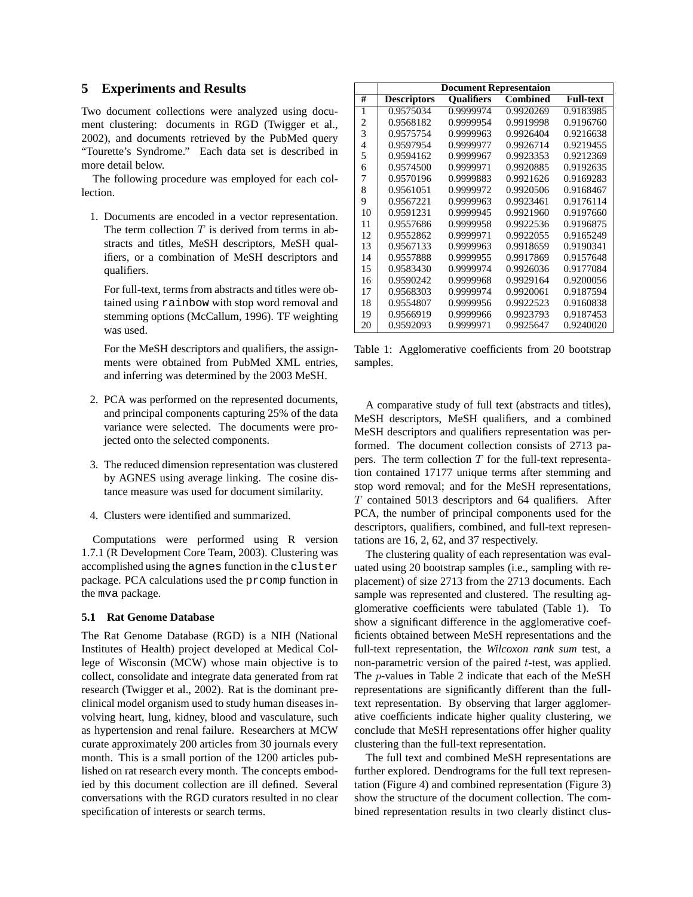## 5 Experiments and Results

Two document collections were analyzed using document clustering: documents in RGD (Twigger et al., 2002), and documents retrieved by the PubMed query "Tourette's Syndrome." Each data set is described in more detail below.

The following procedure was employed for each collection.

1. Documents are encoded in a vector representation. The term collection $T$ is derived from terms in abstracts and titles, MeSH descriptors, MeSH qualifiers, or a combination of MeSH descriptors and qualifiers.

   For full-text, terms from abstracts and titles were obtained using `rainbow` with stop word removal and stemming options (McCallum, 1996). TF weighting was used.

   For the MeSH descriptors and qualifiers, the assignments were obtained from PubMed XML entries, and inferring was determined by the 2003 MeSH.

2. PCA was performed on the represented documents, and principal components capturing 25% of the data variance were selected. The documents were projected onto the selected components.

3. The reduced dimension representation was clustered by AGNES using average linking. The cosine distance measure was used for document similarity.

4. Clusters were identified and summarized.

Computations were performed using R version 1.7.1 (R Development Core Team, 2003). Clustering was accomplished using the `agnes` function in the `cluster` package. PCA calculations used the `prcomp` function in the `mva` package.

### 5.1 Rat Genome Database

The Rat Genome Database (RGD) is a NIH (National Institutes of Health) project developed at Medical College of Wisconsin (MCW) whose main objective is to collect, consolidate and integrate data generated from rat research (Twigger et al., 2002). Rat is the dominant preclinical model organism used to study human diseases involving heart, lung, kidney, blood and vasculature, such as hypertension and renal failure. Researchers at MCW curate approximately 200 articles from 30 journals every month. This is a small portion of the 1200 articles published on rat research every month. The concepts embodied by this document collection are ill defined. Several conversations with the RGD curators resulted in no clear specification of interests or search terms.

| | Document Representaion | | | |
|---|---|---|---|---|
| **#** | **Descriptors** | **Qualifiers** | **Combined** | **Full-text** |
| 1 | 0.9575034 | 0.9999974 | 0.9920269 | 0.9183985 |
| 2 | 0.9568182 | 0.9999954 | 0.9919998 | 0.9196760 |
| 3 | 0.9575754 | 0.9999963 | 0.9926404 | 0.9216638 |
| 4 | 0.9597954 | 0.9999977 | 0.9926714 | 0.9219455 |
| 5 | 0.9594162 | 0.9999967 | 0.9923353 | 0.9212369 |
| 6 | 0.9574500 | 0.9999971 | 0.9920885 | 0.9192635 |
| 7 | 0.9570196 | 0.9999883 | 0.9921626 | 0.9169283 |
| 8 | 0.9561051 | 0.9999972 | 0.9920506 | 0.9168467 |
| 9 | 0.9567221 | 0.9999963 | 0.9923461 | 0.9176114 |
| 10 | 0.9591231 | 0.9999945 | 0.9921960 | 0.9197660 |
| 11 | 0.9557686 | 0.9999958 | 0.9922536 | 0.9196875 |
| 12 | 0.9552862 | 0.9999971 | 0.9922055 | 0.9165249 |
| 13 | 0.9567133 | 0.9999963 | 0.9918659 | 0.9190341 |
| 14 | 0.9557888 | 0.9999955 | 0.9917869 | 0.9157648 |
| 15 | 0.9583430 | 0.9999974 | 0.9926036 | 0.9177084 |
| 16 | 0.9590242 | 0.9999968 | 0.9929164 | 0.9200056 |
| 17 | 0.9568303 | 0.9999974 | 0.9920061 | 0.9187594 |
| 18 | 0.9554807 | 0.9999956 | 0.9922523 | 0.9160838 |
| 19 | 0.9566919 | 0.9999966 | 0.9923793 | 0.9187453 |
| 20 | 0.9592093 | 0.9999971 | 0.9925647 | 0.9240020 |

Table 1: Agglomerative coefficients from 20 bootstrap samples.

A comparative study of full text (abstracts and titles), MeSH descriptors, MeSH qualifiers, and a combined MeSH descriptors and qualifiers representation was performed. The document collection consists of 2713 papers. The term collection $T$ for the full-text representation contained 17177 unique terms after stemming and stop word removal; and for the MeSH representations, $T$ contained 5013 descriptors and 64 qualifiers. After PCA, the number of principal components used for the descriptors, qualifiers, combined, and full-text representations are 16, 2, 62, and 37 respectively.

The clustering quality of each representation was evaluated using 20 bootstrap samples (i.e., sampling with replacement) of size 2713 from the 2713 documents. Each sample was represented and clustered. The resulting agglomerative coefficients were tabulated (Table 1). To show a significant difference in the agglomerative coefficients obtained between MeSH representations and the full-text representation, the *Wilcoxon rank sum* test, a non-parametric version of the paired $t$-test, was applied. The $p$-values in Table 2 indicate that each of the MeSH representations are significantly different than the full-text representation. By observing that larger agglomerative coefficients indicate higher quality clustering, we conclude that MeSH representations offer higher quality clustering than the full-text representation.

The full text and combined MeSH representations are further explored. Dendrograms for the full text representation (Figure 4) and combined representation (Figure 3) show the structure of the document collection. The combined representation results in two clearly distinct clus-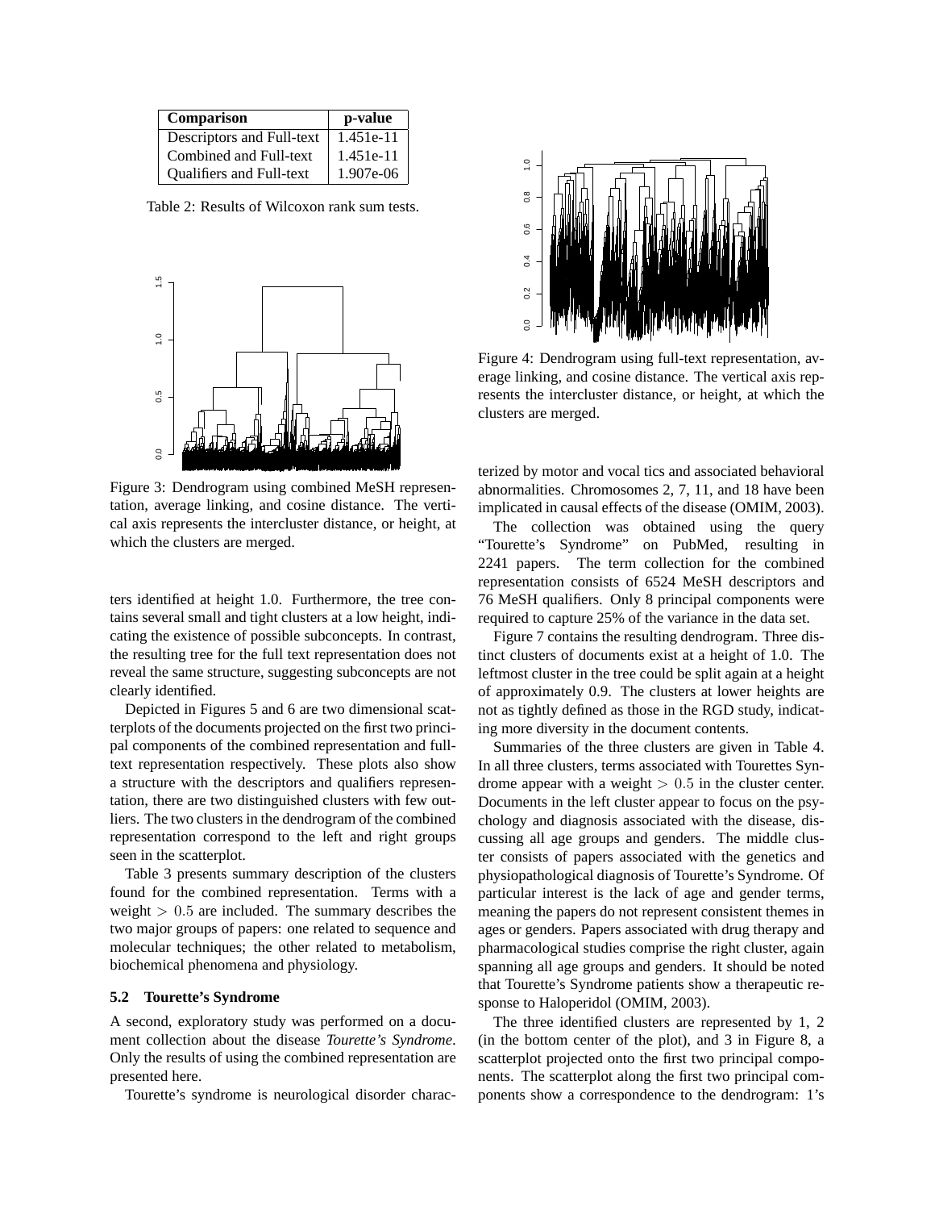| Comparison | p-value |
|---|---|
| Descriptors and Full-text | 1.451e-11 |
| Combined and Full-text | 1.451e-11 |
| Qualifiers and Full-text | 1.907e-06 |

Table 2: Results of Wilcoxon rank sum tests.

Figure 3: Dendrogram using combined MeSH representation, average linking, and cosine distance. The vertical axis represents the intercluster distance, or height, at which the clusters are merged.

ters identified at height 1.0. Furthermore, the tree contains several small and tight clusters at a low height, indicating the existence of possible subconcepts. In contrast, the resulting tree for the full text representation does not reveal the same structure, suggesting subconcepts are not clearly identified.

Depicted in Figures 5 and 6 are two dimensional scatterplots of the documents projected on the first two principal components of the combined representation and full-text representation respectively. These plots also show a structure with the descriptors and qualifiers representation, there are two distinguished clusters with few outliers. The two clusters in the dendrogram of the combined representation correspond to the left and right groups seen in the scatterplot.

Table 3 presents summary description of the clusters found for the combined representation. Terms with a weight $> 0.5$ are included. The summary describes the two major groups of papers: one related to sequence and molecular techniques; the other related to metabolism, biochemical phenomena and physiology.

### 5.2 Tourette's Syndrome

A second, exploratory study was performed on a document collection about the disease *Tourette's Syndrome*. Only the results of using the combined representation are presented here.

Tourette's syndrome is neurological disorder characterized by motor and vocal tics and associated behavioral abnormalities. Chromosomes 2, 7, 11, and 18 have been implicated in causal effects of the disease (OMIM, 2003).

Figure 4: Dendrogram using full-text representation, average linking, and cosine distance. The vertical axis represents the intercluster distance, or height, at which the clusters are merged.

The collection was obtained using the query "Tourette's Syndrome" on PubMed, resulting in 2241 papers. The term collection for the combined representation consists of 6524 MeSH descriptors and 76 MeSH qualifiers. Only 8 principal components were required to capture 25% of the variance in the data set.

Figure 7 contains the resulting dendrogram. Three distinct clusters of documents exist at a height of 1.0. The leftmost cluster in the tree could be split again at a height of approximately 0.9. The clusters at lower heights are not as tightly defined as those in the RGD study, indicating more diversity in the document contents.

Summaries of the three clusters are given in Table 4. In all three clusters, terms associated with Tourettes Syndrome appear with a weight $> 0.5$ in the cluster center. Documents in the left cluster appear to focus on the psychology and diagnosis associated with the disease, discussing all age groups and genders. The middle cluster consists of papers associated with the genetics and physiopathological diagnosis of Tourette's Syndrome. Of particular interest is the lack of age and gender terms, meaning the papers do not represent consistent themes in ages or genders. Papers associated with drug therapy and pharmacological studies comprise the right cluster, again spanning all age groups and genders. It should be noted that Tourette's Syndrome patients show a therapeutic response to Haloperidol (OMIM, 2003).

The three identified clusters are represented by 1, 2 (in the bottom center of the plot), and 3 in Figure 8, a scatterplot projected onto the first two principal components. The scatterplot along the first two principal components show a correspondence to the dendrogram: 1's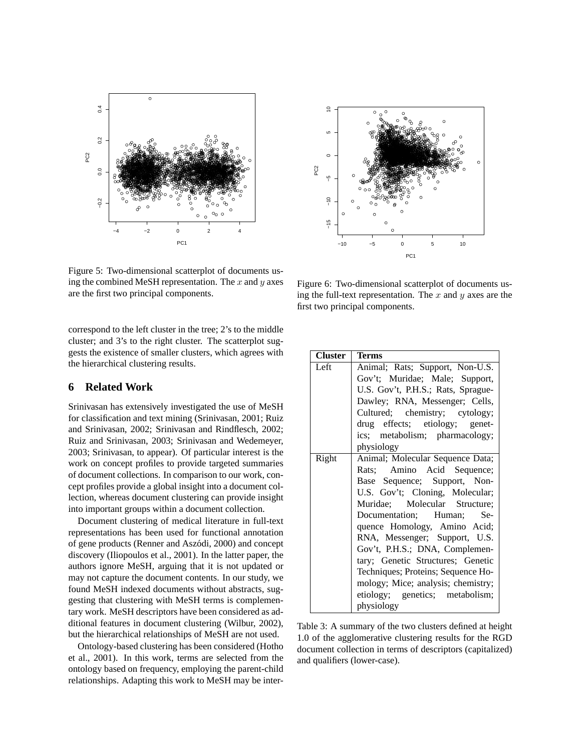Figure 5: Two-dimensional scatterplot of documents using the combined MeSH representation. The $x$ and $y$ axes are the first two principal components.

Figure 6: Two-dimensional scatterplot of documents using the full-text representation. The $x$ and $y$ axes are the first two principal components.

correspond to the left cluster in the tree; 2's to the middle cluster; and 3's to the right cluster. The scatterplot suggests the existence of smaller clusters, which agrees with the hierarchical clustering results.

## 6 Related Work

Srinivasan has extensively investigated the use of MeSH for classification and text mining (Srinivasan, 2001; Ruiz and Srinivasan, 2002; Srinivasan and Rindflesch, 2002; Ruiz and Srinivasan, 2003; Srinivasan and Wedemeyer, 2003; Srinivasan, to appear). Of particular interest is the work on concept profiles to provide targeted summaries of document collections. In comparison to our work, concept profiles provide a global insight into a document collection, whereas document clustering can provide insight into important groups within a document collection.

Document clustering of medical literature in full-text representations has been used for functional annotation of gene products (Renner and Aszódi, 2000) and concept discovery (Iliopoulos et al., 2001). In the latter paper, the authors ignore MeSH, arguing that it is not updated or may not capture the document contents. In our study, we found MeSH indexed documents without abstracts, suggesting that clustering with MeSH terms is complementary work. MeSH descriptors have been considered as additional features in document clustering (Wilbur, 2002), but the hierarchical relationships of MeSH are not used.

Ontology-based clustering has been considered (Hotho et al., 2001). In this work, terms are selected from the ontology based on frequency, employing the parent-child relationships. Adapting this work to MeSH may be inter-

| Cluster | Terms |
|---|---|
| Left | Animal; Rats; Support, Non-U.S. Gov't; Muridae; Male; Support, U.S. Gov't, P.H.S.; Rats, Sprague-Dawley; RNA, Messenger; Cells, Cultured; chemistry; cytology; drug effects; etiology; genetics; metabolism; pharmacology; physiology |
| Right | Animal; Molecular Sequence Data; Rats; Amino Acid Sequence; Base Sequence; Support, Non-U.S. Gov't; Cloning, Molecular; Muridae; Molecular Structure; Documentation; Human; Sequence Homology, Amino Acid; RNA, Messenger; Support, U.S. Gov't, P.H.S.; DNA, Complementary; Genetic Structures; Genetic Techniques; Proteins; Sequence Homology; Mice; analysis; chemistry; etiology; genetics; metabolism; physiology |

Table 3: A summary of the two clusters defined at height 1.0 of the agglomerative clustering results for the RGD document collection in terms of descriptors (capitalized) and qualifiers (lower-case).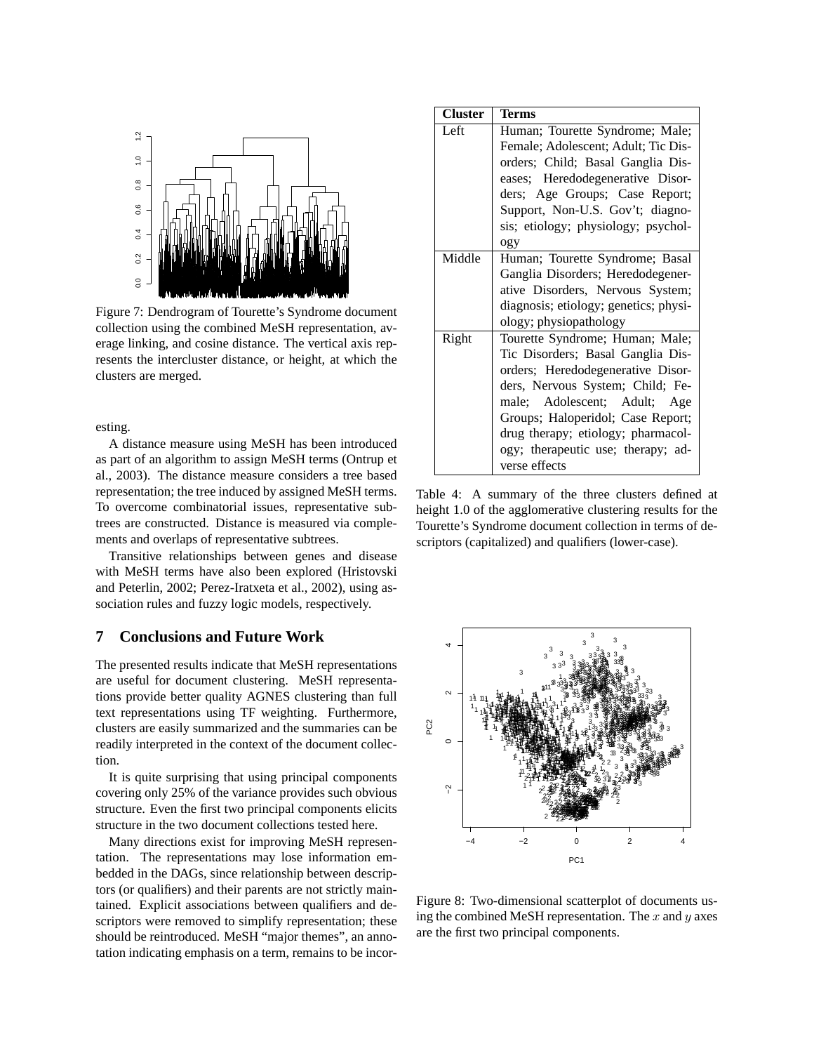Figure 7: Dendrogram of Tourette's Syndrome document collection using the combined MeSH representation, average linking, and cosine distance. The vertical axis represents the intercluster distance, or height, at which the clusters are merged.

| Cluster | Terms |
| --- | --- |
| Left | Human; Tourette Syndrome; Male; Female; Adolescent; Adult; Tic Disorders; Child; Basal Ganglia Diseases; Heredodegenerative Disorders; Age Groups; Case Report; Support, Non-U.S. Gov't; diagnosis; etiology; physiology; psychology |
| Middle | Human; Tourette Syndrome; Basal Ganglia Disorders; Heredodegenerative Disorders, Nervous System; diagnosis; etiology; genetics; physiology; physiopathology |
| Right | Tourette Syndrome; Human; Male; Tic Disorders; Basal Ganglia Disorders; Heredodegenerative Disorders, Nervous System; Child; Female; Adolescent; Adult; Age Groups; Haloperidol; Case Report; drug therapy; etiology; pharmacology; therapeutic use; therapy; adverse effects |

Table 4: A summary of the three clusters defined at height 1.0 of the agglomerative clustering results for the Tourette's Syndrome document collection in terms of descriptors (capitalized) and qualifiers (lower-case).

esting.

A distance measure using MeSH has been introduced as part of an algorithm to assign MeSH terms (Ontrup et al., 2003). The distance measure considers a tree based representation; the tree induced by assigned MeSH terms. To overcome combinatorial issues, representative subtrees are constructed. Distance is measured via complements and overlaps of representative subtrees.

Transitive relationships between genes and disease with MeSH terms have also been explored (Hristovski and Peterlin, 2002; Perez-Iratxeta et al., 2002), using association rules and fuzzy logic models, respectively.

## 7 Conclusions and Future Work

The presented results indicate that MeSH representations are useful for document clustering. MeSH representations provide better quality AGNES clustering than full text representations using TF weighting. Furthermore, clusters are easily summarized and the summaries can be readily interpreted in the context of the document collection.

It is quite surprising that using principal components covering only 25% of the variance provides such obvious structure. Even the first two principal components elicits structure in the two document collections tested here.

Many directions exist for improving MeSH representation. The representations may lose information embedded in the DAGs, since relationship between descriptors (or qualifiers) and their parents are not strictly maintained. Explicit associations between qualifiers and descriptors were removed to simplify representation; these should be reintroduced. MeSH "major themes", an annotation indicating emphasis on a term, remains to be incor-

Figure 8: Two-dimensional scatterplot of documents using the combined MeSH representation. The $x$ and $y$ axes are the first two principal components.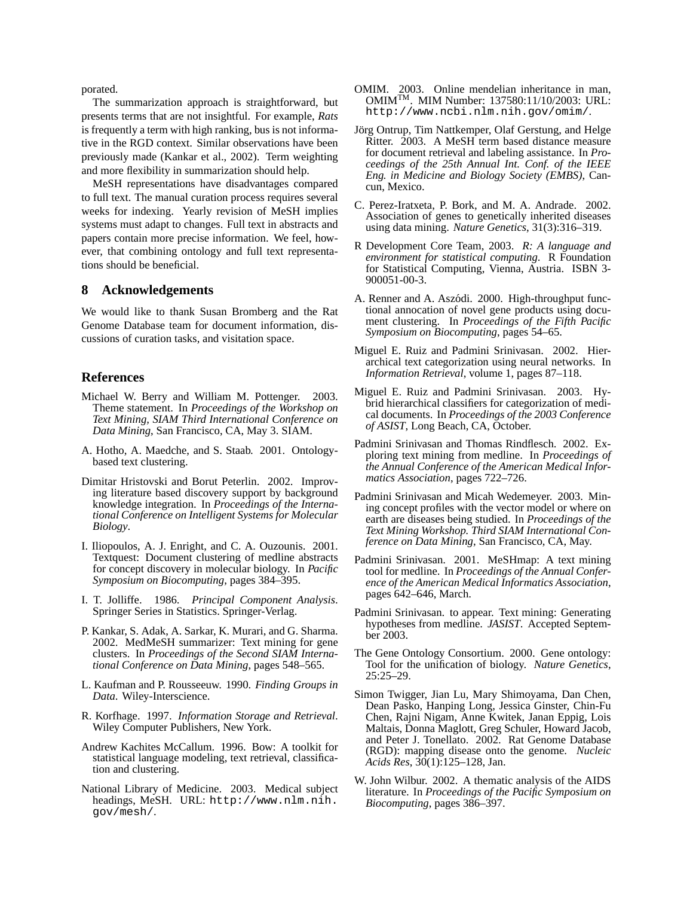porated.

The summarization approach is straightforward, but presents terms that are not insightful. For example, *Rats* is frequently a term with high ranking, bus is not informative in the RGD context. Similar observations have been previously made (Kankar et al., 2002). Term weighting and more flexibility in summarization should help.

MeSH representations have disadvantages compared to full text. The manual curation process requires several weeks for indexing. Yearly revision of MeSH implies systems must adapt to changes. Full text in abstracts and papers contain more precise information. We feel, however, that combining ontology and full text representations should be beneficial.

## 8 Acknowledgements

We would like to thank Susan Bromberg and the Rat Genome Database team for document information, discussions of curation tasks, and visitation space.

## References

Michael W. Berry and William M. Pottenger. 2003. Theme statement. In *Proceedings of the Workshop on Text Mining, SIAM Third International Conference on Data Mining*, San Francisco, CA, May 3. SIAM.

A. Hotho, A. Maedche, and S. Staab. 2001. Ontology-based text clustering.

Dimitar Hristovski and Borut Peterlin. 2002. Improving literature based discovery support by background knowledge integration. In *Proceedings of the International Conference on Intelligent Systems for Molecular Biology*.

I. Iliopoulos, A. J. Enright, and C. A. Ouzounis. 2001. Textquest: Document clustering of medline abstracts for concept discovery in molecular biology. In *Pacific Symposium on Biocomputing*, pages 384–395.

I. T. Jolliffe. 1986. *Principal Component Analysis*. Springer Series in Statistics. Springer-Verlag.

P. Kankar, S. Adak, A. Sarkar, K. Murari, and G. Sharma. 2002. MedMeSH summarizer: Text mining for gene clusters. In *Proceedings of the Second SIAM International Conference on Data Mining*, pages 548–565.

L. Kaufman and P. Rousseeuw. 1990. *Finding Groups in Data*. Wiley-Interscience.

R. Korfhage. 1997. *Information Storage and Retrieval*. Wiley Computer Publishers, New York.

Andrew Kachites McCallum. 1996. Bow: A toolkit for statistical language modeling, text retrieval, classification and clustering.

National Library of Medicine. 2003. Medical subject headings, MeSH. URL: `http://www.nlm.nih.gov/mesh/`.

OMIM. 2003. Online mendelian inheritance in man, OMIM™. MIM Number: 137580:11/10/2003: URL: `http://www.ncbi.nlm.nih.gov/omim/`.

Jörg Ontrup, Tim Nattkemper, Olaf Gerstung, and Helge Ritter. 2003. A MeSH term based distance measure for document retrieval and labeling assistance. In *Proceedings of the 25th Annual Int. Conf. of the IEEE Eng. in Medicine and Biology Society (EMBS)*, Cancun, Mexico.

C. Perez-Iratxeta, P. Bork, and M. A. Andrade. 2002. Association of genes to genetically inherited diseases using data mining. *Nature Genetics*, 31(3):316–319.

R Development Core Team, 2003. *R: A language and environment for statistical computing*. R Foundation for Statistical Computing, Vienna, Austria. ISBN 3-900051-00-3.

A. Renner and A. Aszódi. 2000. High-throughput functional annocation of novel gene products using document clustering. In *Proceedings of the Fifth Pacific Symposium on Biocomputing*, pages 54–65.

Miguel E. Ruiz and Padmini Srinivasan. 2002. Hierarchical text categorization using neural networks. In *Information Retrieval*, volume 1, pages 87–118.

Miguel E. Ruiz and Padmini Srinivasan. 2003. Hybrid hierarchical classifiers for categorization of medical documents. In *Proceedings of the 2003 Conference of ASIST*, Long Beach, CA, October.

Padmini Srinivasan and Thomas Rindflesch. 2002. Exploring text mining from medline. In *Proceedings of the Annual Conference of the American Medical Informatics Association*, pages 722–726.

Padmini Srinivasan and Micah Wedemeyer. 2003. Mining concept profiles with the vector model or where on earth are diseases being studied. In *Proceedings of the Text Mining Workshop. Third SIAM International Conference on Data Mining*, San Francisco, CA, May.

Padmini Srinivasan. 2001. MeSHmap: A text mining tool for medline. In *Proceedings of the Annual Conference of the American Medical Informatics Association*, pages 642–646, March.

Padmini Srinivasan. to appear. Text mining: Generating hypotheses from medline. *JASIST*. Accepted September 2003.

The Gene Ontology Consortium. 2000. Gene ontology: Tool for the unification of biology. *Nature Genetics*, 25:25–29.

Simon Twigger, Jian Lu, Mary Shimoyama, Dan Chen, Dean Pasko, Hanping Long, Jessica Ginster, Chin-Fu Chen, Rajni Nigam, Anne Kwitek, Janan Eppig, Lois Maltais, Donna Maglott, Greg Schuler, Howard Jacob, and Peter J. Tonellato. 2002. Rat Genome Database (RGD): mapping disease onto the genome. *Nucleic Acids Res*, 30(1):125–128, Jan.

W. John Wilbur. 2002. A thematic analysis of the AIDS literature. In *Proceedings of the Pacific Symposium on Biocomputing*, pages 386–397.